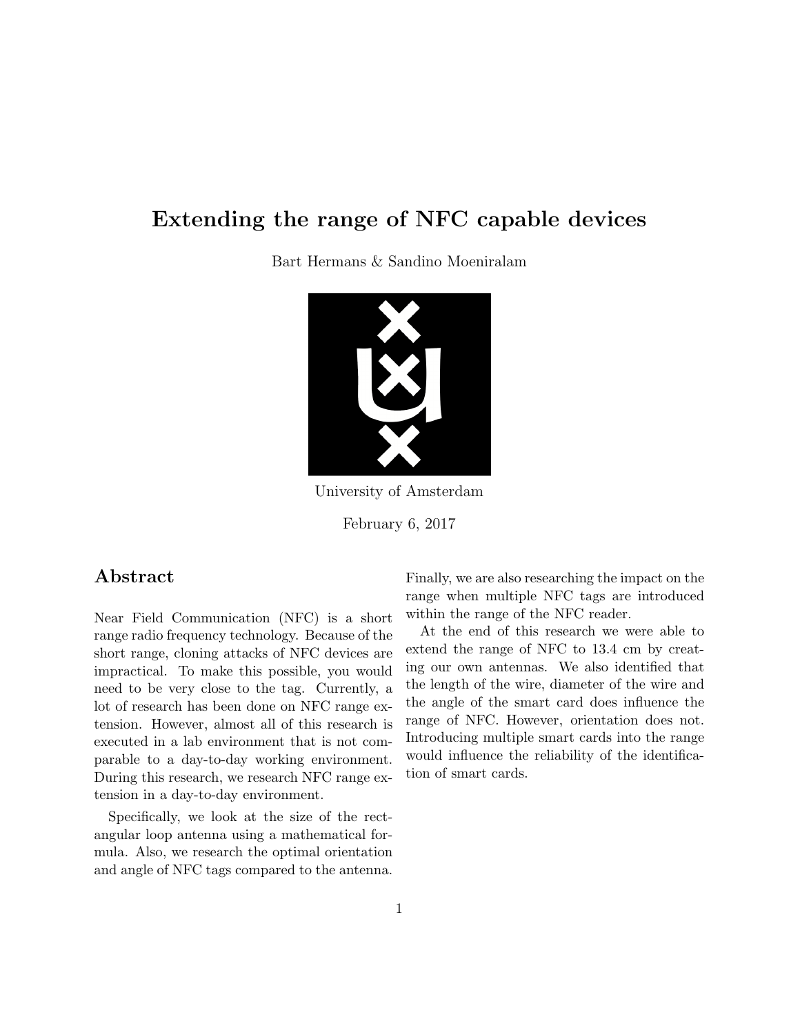# Extending the range of NFC capable devices

Bart Hermans & Sandino Moeniralam

University of Amsterdam

February 6, 2017

## Abstract

Near Field Communication (NFC) is a short range radio frequency technology. Because of the short range, cloning attacks of NFC devices are impractical. To make this possible, you would need to be very close to the tag. Currently, a lot of research has been done on NFC range extension. However, almost all of this research is executed in a lab environment that is not comparable to a day-to-day working environment. During this research, we research NFC range extension in a day-to-day environment.

Specifically, we look at the size of the rectangular loop antenna using a mathematical formula. Also, we research the optimal orientation and angle of NFC tags compared to the antenna. Finally, we are also researching the impact on the range when multiple NFC tags are introduced within the range of the NFC reader.

At the end of this research we were able to extend the range of NFC to 13.4 cm by creating our own antennas. We also identified that the length of the wire, diameter of the wire and the angle of the smart card does influence the range of NFC. However, orientation does not. Introducing multiple smart cards into the range would influence the reliability of the identification of smart cards.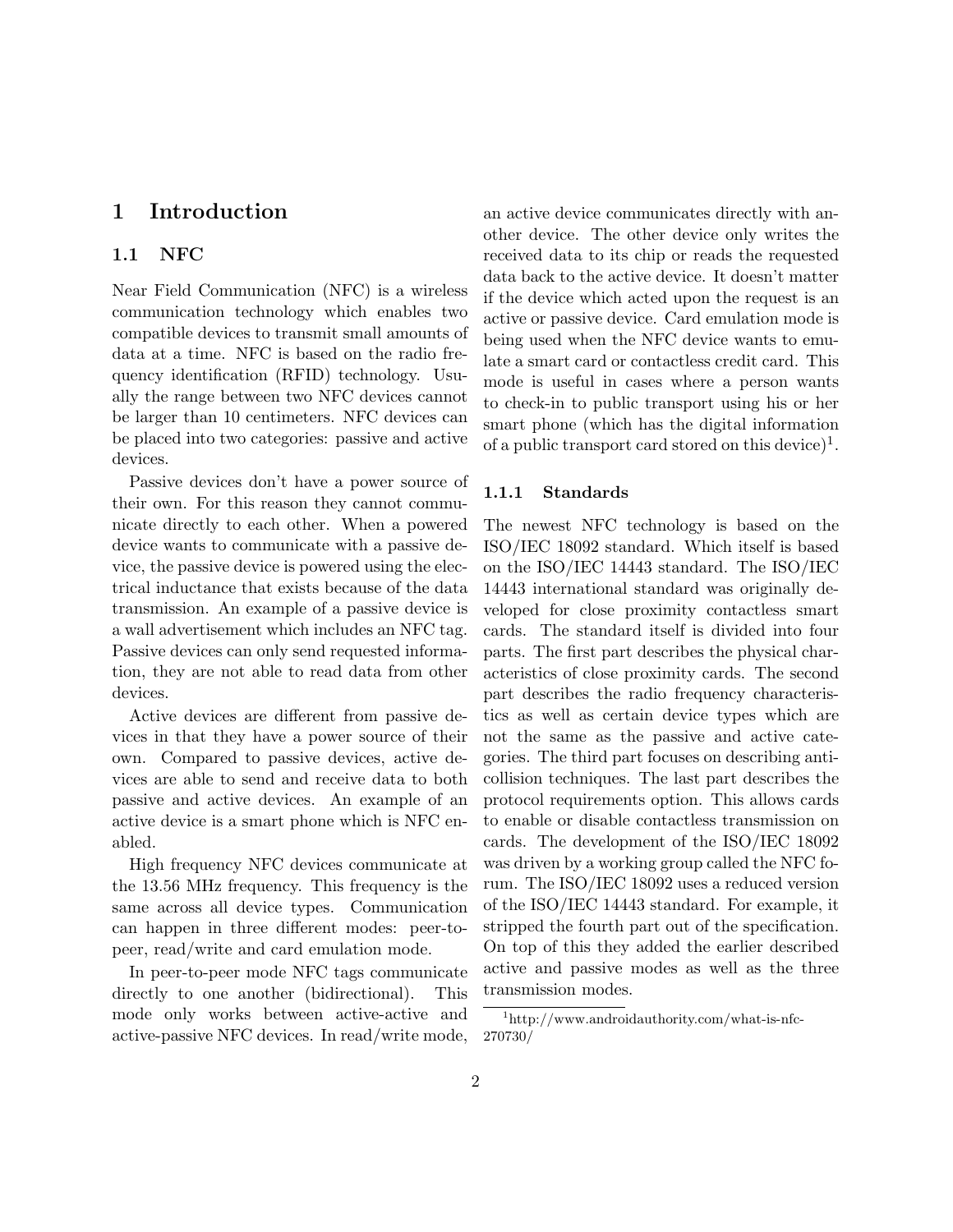# 1 Introduction

## 1.1 NFC

Near Field Communication (NFC) is a wireless communication technology which enables two compatible devices to transmit small amounts of data at a time. NFC is based on the radio frequency identification (RFID) technology. Usually the range between two NFC devices cannot be larger than 10 centimeters. NFC devices can be placed into two categories: passive and active devices.

Passive devices don't have a power source of their own. For this reason they cannot communicate directly to each other. When a powered device wants to communicate with a passive device, the passive device is powered using the electrical inductance that exists because of the data transmission. An example of a passive device is a wall advertisement which includes an NFC tag. Passive devices can only send requested information, they are not able to read data from other devices.

Active devices are different from passive devices in that they have a power source of their own. Compared to passive devices, active devices are able to send and receive data to both passive and active devices. An example of an active device is a smart phone which is NFC enabled.

High frequency NFC devices communicate at the 13.56 MHz frequency. This frequency is the same across all device types. Communication can happen in three different modes: peer-to-peer, read/write and card emulation mode.

In peer-to-peer mode NFC tags communicate directly to one another (bidirectional). This mode only works between active-active and active-passive NFC devices. In read/write mode, an active device communicates directly with another device. The other device only writes the received data to its chip or reads the requested data back to the active device. It doesn't matter if the device which acted upon the request is an active or passive device. Card emulation mode is being used when the NFC device wants to emulate a smart card or contactless credit card. This mode is useful in cases where a person wants to check-in to public transport using his or her smart phone (which has the digital information of a public transport card stored on this device)[1].

### 1.1.1 Standards

The newest NFC technology is based on the ISO/IEC 18092 standard. Which itself is based on the ISO/IEC 14443 standard. The ISO/IEC 14443 international standard was originally developed for close proximity contactless smart cards. The standard itself is divided into four parts. The first part describes the physical characteristics of close proximity cards. The second part describes the radio frequency characteristics as well as certain device types which are not the same as the passive and active categories. The third part focuses on describing anti-collision techniques. The last part describes the protocol requirements option. This allows cards to enable or disable contactless transmission on cards. The development of the ISO/IEC 18092 was driven by a working group called the NFC forum. The ISO/IEC 18092 uses a reduced version of the ISO/IEC 14443 standard. For example, it stripped the fourth part out of the specification. On top of this they added the earlier described active and passive modes as well as the three transmission modes.

[1] http://www.androidauthority.com/what-is-nfc-270730/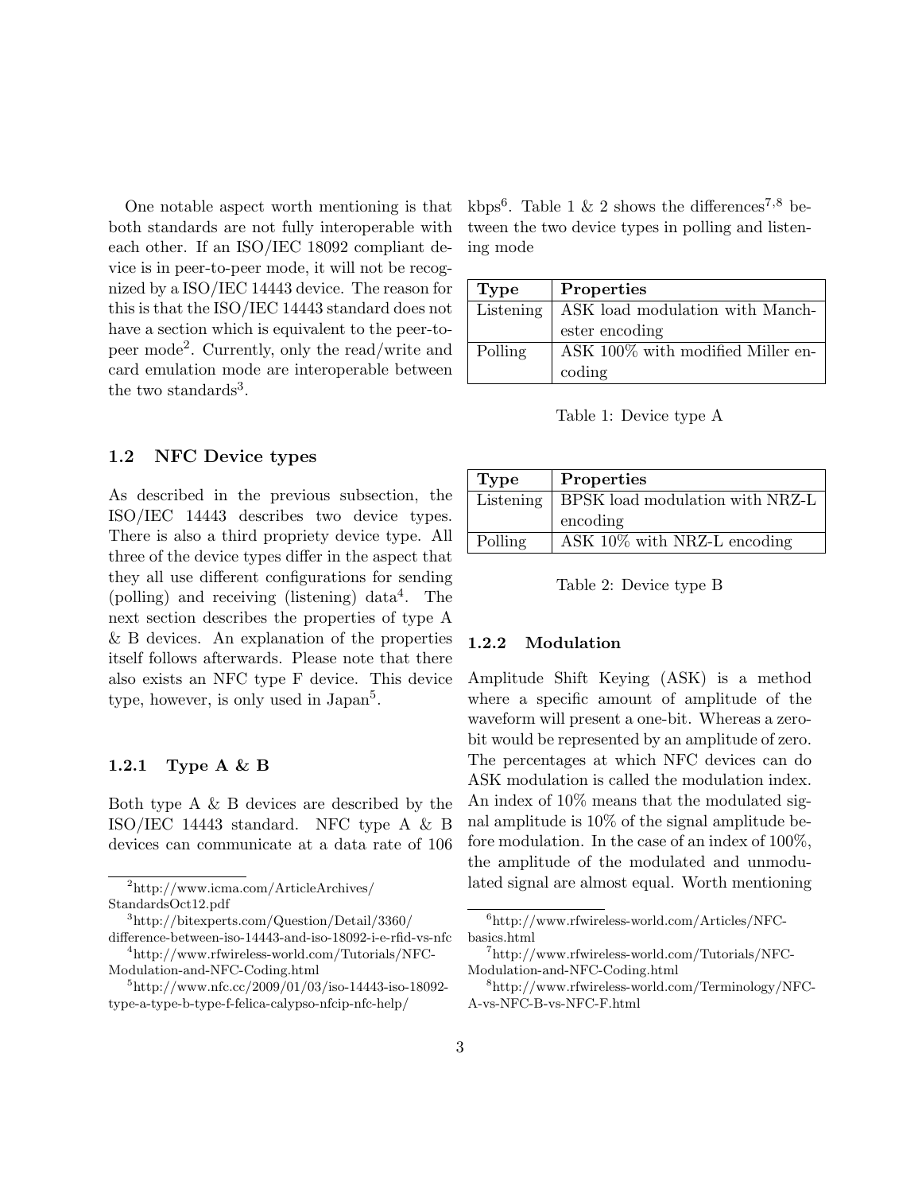One notable aspect worth mentioning is that both standards are not fully interoperable with each other. If an ISO/IEC 18092 compliant device is in peer-to-peer mode, it will not be recognized by a ISO/IEC 14443 device. The reason for this is that the ISO/IEC 14443 standard does not have a section which is equivalent to the peer-topeer mode[2]. Currently, only the read/write and card emulation mode are interoperable between the two standards[3].

## 1.2 NFC Device types

As described in the previous subsection, the ISO/IEC 14443 describes two device types. There is also a third propriety device type. All three of the device types differ in the aspect that they all use different configurations for sending (polling) and receiving (listening) data[4]. The next section describes the properties of type A & B devices. An explanation of the properties itself follows afterwards. Please note that there also exists an NFC type F device. This device type, however, is only used in Japan[5].

### 1.2.1 Type A & B

Both type A & B devices are described by the ISO/IEC 14443 standard. NFC type A & B devices can communicate at a data rate of 106 kbps[6]. Table 1 & 2 shows the differences[7,8] between the two device types in polling and listening mode

| Type | Properties |
|---|---|
| Listening | ASK load modulation with Manchester encoding |
| Polling | ASK 100% with modified Miller encoding |

Table 1: Device type A

| Type | Properties |
|---|---|
| Listening | BPSK load modulation with NRZ-L encoding |
| Polling | ASK 10% with NRZ-L encoding |

Table 2: Device type B

### 1.2.2 Modulation

Amplitude Shift Keying (ASK) is a method where a specific amount of amplitude of the waveform will present a one-bit. Whereas a zero-bit would be represented by an amplitude of zero. The percentages at which NFC devices can do ASK modulation is called the modulation index. An index of 10% means that the modulated signal amplitude is 10% of the signal amplitude before modulation. In the case of an index of 100%, the amplitude of the modulated and unmodulated signal are almost equal. Worth mentioning

[2] http://www.icma.com/ArticleArchives/StandardsOct12.pdf

[3] http://bitexperts.com/Question/Detail/3360/difference-between-iso-14443-and-iso-18092-i-e-rfid-vs-nfc

[4] http://www.rfwireless-world.com/Tutorials/NFC-Modulation-and-NFC-Coding.html

[5] http://www.nfc.cc/2009/01/03/iso-14443-iso-18092-type-a-type-b-type-f-felica-calypso-nfcip-nfc-help/

[6] http://www.rfwireless-world.com/Articles/NFC-basics.html

[7] http://www.rfwireless-world.com/Tutorials/NFC-Modulation-and-NFC-Coding.html

[8] http://www.rfwireless-world.com/Terminology/NFC-A-vs-NFC-B-vs-NFC-F.html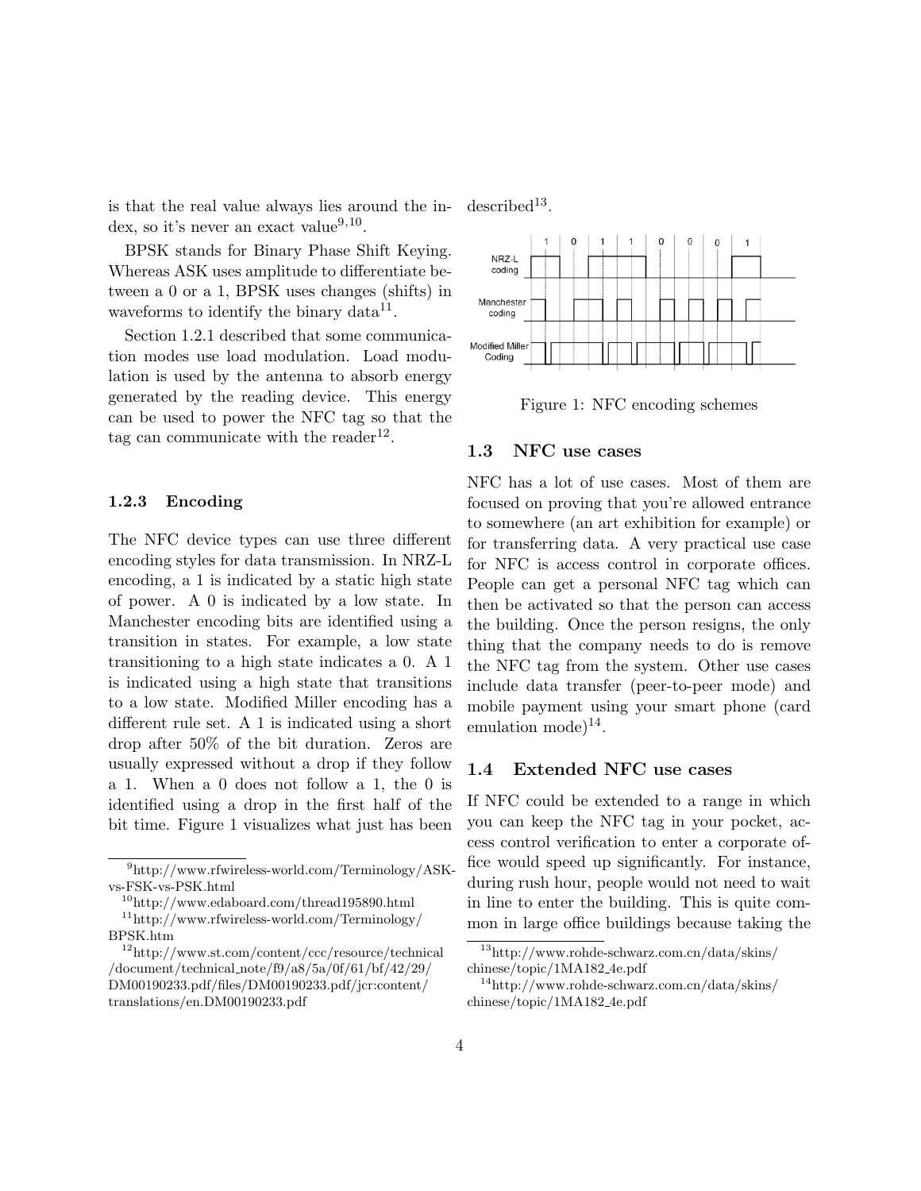is that the real value always lies around the index, so it's never an exact value[9,10].

BPSK stands for Binary Phase Shift Keying. Whereas ASK uses amplitude to differentiate between a 0 or a 1, BPSK uses changes (shifts) in waveforms to identify the binary data[11].

Section 1.2.1 described that some communication modes use load modulation. Load modulation is used by the antenna to absorb energy generated by the reading device. This energy can be used to power the NFC tag so that the tag can communicate with the reader[12].

### 1.2.3 Encoding

The NFC device types can use three different encoding styles for data transmission. In NRZ-L encoding, a 1 is indicated by a static high state of power. A 0 is indicated by a low state. In Manchester encoding bits are identified using a transition in states. For example, a low state transitioning to a high state indicates a 0. A 1 is indicated using a high state that transitions to a low state. Modified Miller encoding has a different rule set. A 1 is indicated using a short drop after 50% of the bit duration. Zeros are usually expressed without a drop if they follow a 1. When a 0 does not follow a 1, the 0 is identified using a drop in the first half of the bit time. Figure 1 visualizes what just has been described[13].

Figure 1: NFC encoding schemes

## 1.3 NFC use cases

NFC has a lot of use cases. Most of them are focused on proving that you're allowed entrance to somewhere (an art exhibition for example) or for transferring data. A very practical use case for NFC is access control in corporate offices. People can get a personal NFC tag which can then be activated so that the person can access the building. Once the person resigns, the only thing that the company needs to do is remove the NFC tag from the system. Other use cases include data transfer (peer-to-peer mode) and mobile payment using your smart phone (card emulation mode)[14].

## 1.4 Extended NFC use cases

If NFC could be extended to a range in which you can keep the NFC tag in your pocket, access control verification to enter a corporate office would speed up significantly. For instance, during rush hour, people would not need to wait in line to enter the building. This is quite common in large office buildings because taking the

---

[9] http://www.rfwireless-world.com/Terminology/ASK-vs-FSK-vs-PSK.html

[10] http://www.edaboard.com/thread195890.html

[11] http://www.rfwireless-world.com/Terminology/BPSK.htm

[12] http://www.st.com/content/ccc/resource/technical/document/technical_note/f9/a8/5a/0f/61/bf/42/29/DM00190233.pdf/files/DM00190233.pdf/jcr:content/translations/en.DM00190233.pdf

[13] http://www.rohde-schwarz.com.cn/data/skins/chinese/topic/1MA182_4e.pdf

[14] http://www.rohde-schwarz.com.cn/data/skins/chinese/topic/1MA182_4e.pdf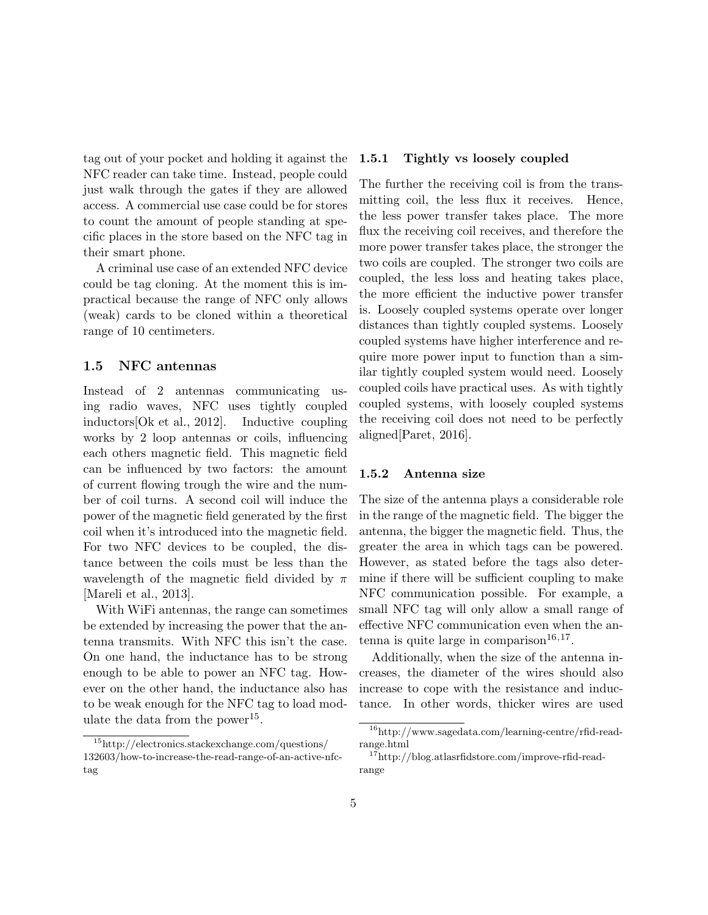tag out of your pocket and holding it against the NFC reader can take time. Instead, people could just walk through the gates if they are allowed access. A commercial use case could be for stores to count the amount of people standing at specific places in the store based on the NFC tag in their smart phone.

A criminal use case of an extended NFC device could be tag cloning. At the moment this is impractical because the range of NFC only allows (weak) cards to be cloned within a theoretical range of 10 centimeters.

## 1.5 NFC antennas

Instead of 2 antennas communicating using radio waves, NFC uses tightly coupled inductors[Ok et al., 2012]. Inductive coupling works by 2 loop antennas or coils, influencing each others magnetic field. This magnetic field can be influenced by two factors: the amount of current flowing trough the wire and the number of coil turns. A second coil will induce the power of the magnetic field generated by the first coil when it's introduced into the magnetic field. For two NFC devices to be coupled, the distance between the coils must be less than the wavelength of the magnetic field divided by $\pi$ [Mareli et al., 2013].

With WiFi antennas, the range can sometimes be extended by increasing the power that the antenna transmits. With NFC this isn't the case. On one hand, the inductance has to be strong enough to be able to power an NFC tag. However on the other hand, the inductance also has to be weak enough for the NFC tag to load modulate the data from the power[15].

[15] http://electronics.stackexchange.com/questions/132603/how-to-increase-the-read-range-of-an-active-nfc-tag

### 1.5.1 Tightly vs loosely coupled

The further the receiving coil is from the transmitting coil, the less flux it receives. Hence, the less power transfer takes place. The more flux the receiving coil receives, and therefore the more power transfer takes place, the stronger the two coils are coupled. The stronger two coils are coupled, the less loss and heating takes place, the more efficient the inductive power transfer is. Loosely coupled systems operate over longer distances than tightly coupled systems. Loosely coupled systems have higher interference and require more power input to function than a similar tightly coupled system would need. Loosely coupled coils have practical uses. As with tightly coupled systems, with loosely coupled systems the receiving coil does not need to be perfectly aligned[Paret, 2016].

### 1.5.2 Antenna size

The size of the antenna plays a considerable role in the range of the magnetic field. The bigger the antenna, the bigger the magnetic field. Thus, the greater the area in which tags can be powered. However, as stated before the tags also determine if there will be sufficient coupling to make NFC communication possible. For example, a small NFC tag will only allow a small range of effective NFC communication even when the antenna is quite large in comparison[16,17].

Additionally, when the size of the antenna increases, the diameter of the wires should also increase to cope with the resistance and inductance. In other words, thicker wires are used

[16] http://www.sagedata.com/learning-centre/rfid-read-range.html

[17] http://blog.atlasrfidstore.com/improve-rfid-read-range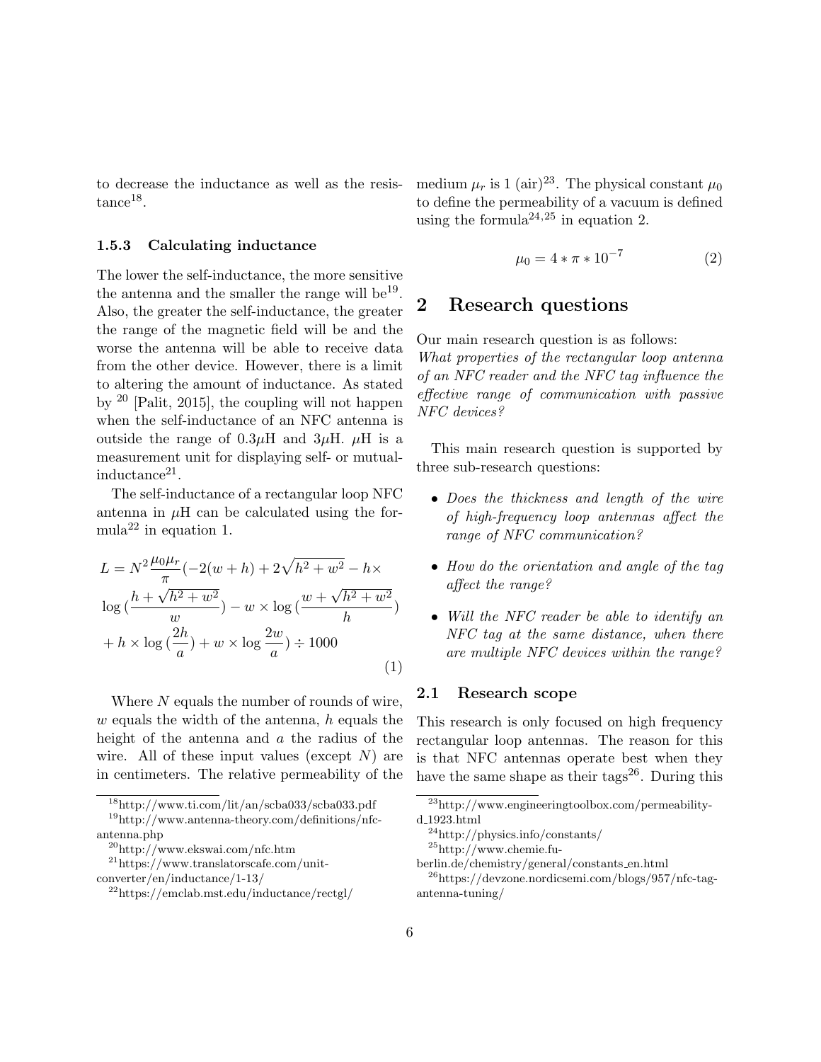to decrease the inductance as well as the resistance[18].

### 1.5.3 Calculating inductance

The lower the self-inductance, the more sensitive the antenna and the smaller the range will be[19]. Also, the greater the self-inductance, the greater the range of the magnetic field will be and the worse the antenna will be able to receive data from the other device. However, there is a limit to altering the amount of inductance. As stated by [20] [Palit, 2015], the coupling will not happen when the self-inductance of an NFC antenna is outside the range of 0.3$\mu$H and 3$\mu$H. $\mu$H is a measurement unit for displaying self- or mutual-inductance[21].

The self-inductance of a rectangular loop NFC antenna in $\mu$H can be calculated using the formula[22] in equation 1.

$$L = N^2 \frac{\mu_0 \mu_r}{\pi}(-2(w+h) + 2\sqrt{h^2+w^2} - h \times \log\left(\frac{h+\sqrt{h^2+w^2}}{w}\right) - w \times \log\left(\frac{w+\sqrt{h^2+w^2}}{h}\right) + h \times \log\left(\frac{2h}{a}\right) + w \times \log\frac{2w}{a}) \div 1000 \tag{1}$$

Where $N$ equals the number of rounds of wire, $w$ equals the width of the antenna, $h$ equals the height of the antenna and $a$ the radius of the wire. All of these input values (except $N$) are in centimeters. The relative permeability of the medium $\mu_r$ is 1 (air)[23]. The physical constant $\mu_0$ to define the permeability of a vacuum is defined using the formula[24,25] in equation 2.

$$\mu_0 = 4 * \pi * 10^{-7} \tag{2}$$

## 2 Research questions

Our main research question is as follows:
*What properties of the rectangular loop antenna of an NFC reader and the NFC tag influence the effective range of communication with passive NFC devices?*

This main research question is supported by three sub-research questions:

- *Does the thickness and length of the wire of high-frequency loop antennas affect the range of NFC communication?*
- *How do the orientation and angle of the tag affect the range?*
- *Will the NFC reader be able to identify an NFC tag at the same distance, when there are multiple NFC devices within the range?*

### 2.1 Research scope

This research is only focused on high frequency rectangular loop antennas. The reason for this is that NFC antennas operate best when they have the same shape as their tags[26]. During this

[18] http://www.ti.com/lit/an/scba033/scba033.pdf
[19] http://www.antenna-theory.com/definitions/nfc-antenna.php
[20] http://www.ekswai.com/nfc.htm
[21] https://www.translatorscafe.com/unit-converter/en/inductance/1-13/
[22] https://emclab.mst.edu/inductance/rectgl/
[23] http://www.engineeringtoolbox.com/permeability-d_1923.html
[24] http://physics.info/constants/
[25] http://www.chemie.fu-berlin.de/chemistry/general/constants_en.html
[26] https://devzone.nordicsemi.com/blogs/957/nfc-tag-antenna-tuning/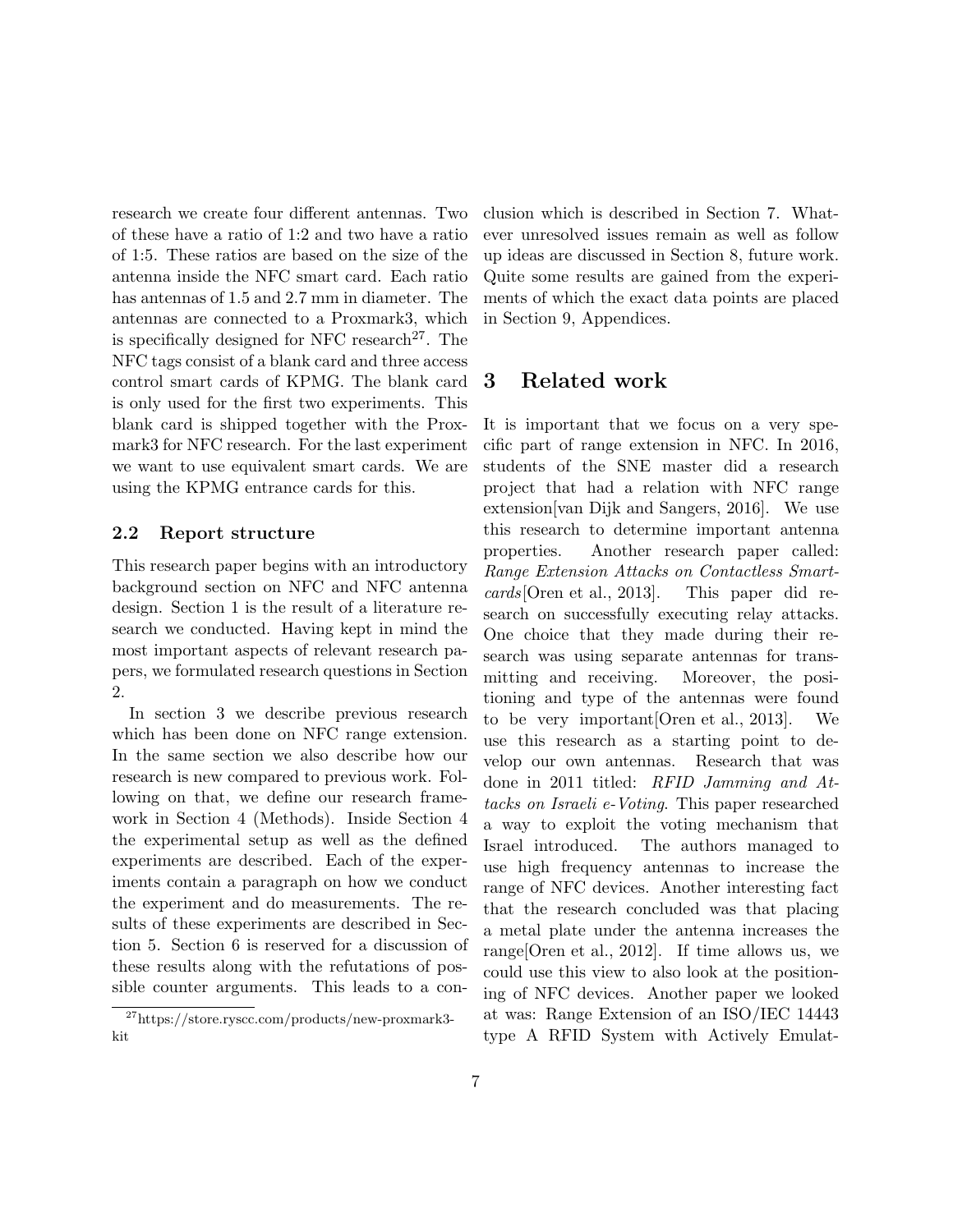research we create four different antennas. Two of these have a ratio of 1:2 and two have a ratio of 1:5. These ratios are based on the size of the antenna inside the NFC smart card. Each ratio has antennas of 1.5 and 2.7 mm in diameter. The antennas are connected to a Proxmark3, which is specifically designed for NFC research[27]. The NFC tags consist of a blank card and three access control smart cards of KPMG. The blank card is only used for the first two experiments. This blank card is shipped together with the Proxmark3 for NFC research. For the last experiment we want to use equivalent smart cards. We are using the KPMG entrance cards for this.

### 2.2 Report structure

This research paper begins with an introductory background section on NFC and NFC antenna design. Section 1 is the result of a literature research we conducted. Having kept in mind the most important aspects of relevant research papers, we formulated research questions in Section 2.

In section 3 we describe previous research which has been done on NFC range extension. In the same section we also describe how our research is new compared to previous work. Following on that, we define our research framework in Section 4 (Methods). Inside Section 4 the experimental setup as well as the defined experiments are described. Each of the experiments contain a paragraph on how we conduct the experiment and do measurements. The results of these experiments are described in Section 5. Section 6 is reserved for a discussion of these results along with the refutations of possible counter arguments. This leads to a conclusion which is described in Section 7. Whatever unresolved issues remain as well as follow up ideas are discussed in Section 8, future work. Quite some results are gained from the experiments of which the exact data points are placed in Section 9, Appendices.

[27] https://store.ryscc.com/products/new-proxmark3-kit

## 3 Related work

It is important that we focus on a very specific part of range extension in NFC. In 2016, students of the SNE master did a research project that had a relation with NFC range extension[van Dijk and Sangers, 2016]. We use this research to determine important antenna properties. Another research paper called: *Range Extension Attacks on Contactless Smartcards*[Oren et al., 2013]. This paper did research on successfully executing relay attacks. One choice that they made during their research was using separate antennas for transmitting and receiving. Moreover, the positioning and type of the antennas were found to be very important[Oren et al., 2013]. We use this research as a starting point to develop our own antennas. Research that was done in 2011 titled: *RFID Jamming and Attacks on Israeli e-Voting*. This paper researched a way to exploit the voting mechanism that Israel introduced. The authors managed to use high frequency antennas to increase the range of NFC devices. Another interesting fact that the research concluded was that placing a metal plate under the antenna increases the range[Oren et al., 2012]. If time allows us, we could use this view to also look at the positioning of NFC devices. Another paper we looked at was: Range Extension of an ISO/IEC 14443 type A RFID System with Actively Emulat-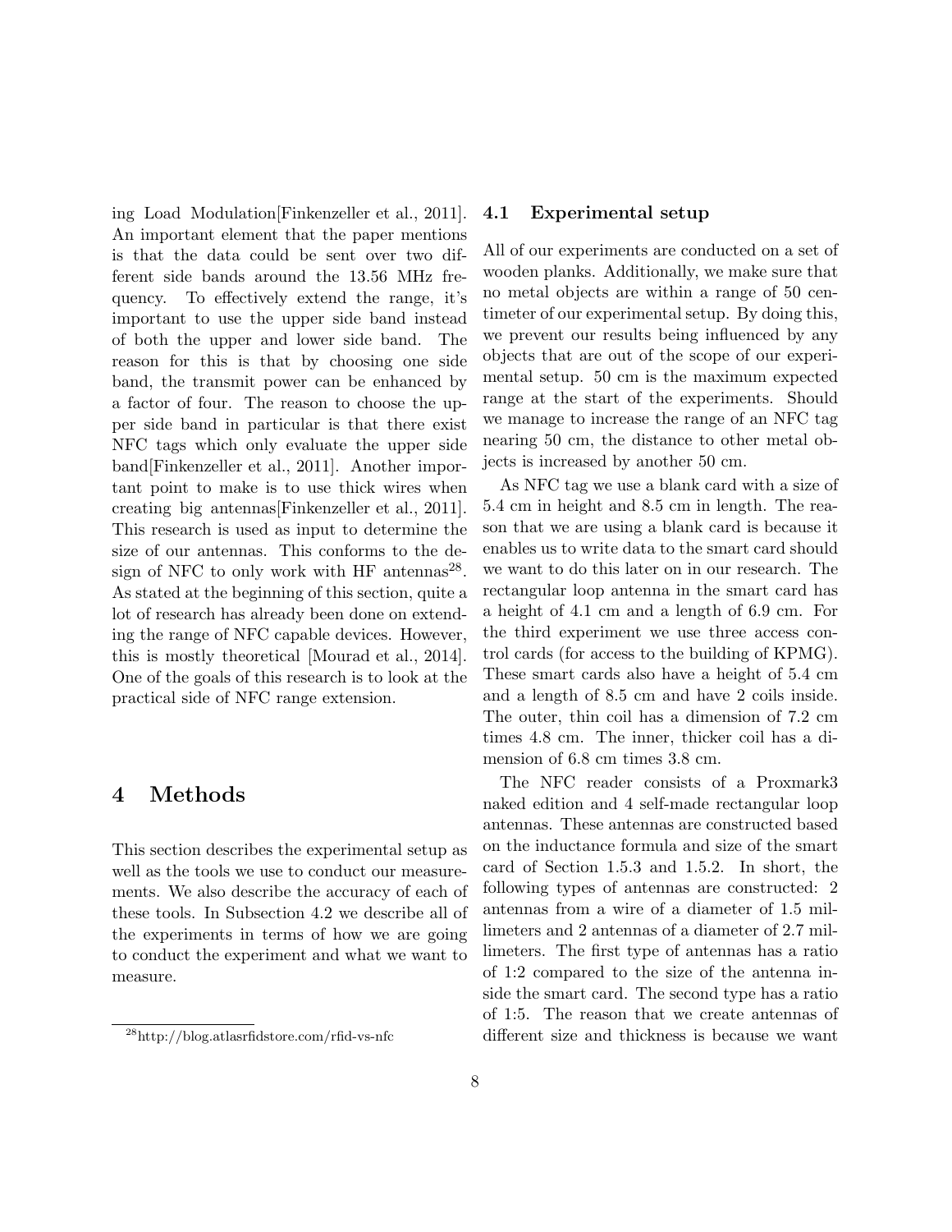ing Load Modulation[Finkenzeller et al., 2011]. An important element that the paper mentions is that the data could be sent over two different side bands around the 13.56 MHz frequency. To effectively extend the range, it's important to use the upper side band instead of both the upper and lower side band. The reason for this is that by choosing one side band, the transmit power can be enhanced by a factor of four. The reason to choose the upper side band in particular is that there exist NFC tags which only evaluate the upper side band[Finkenzeller et al., 2011]. Another important point to make is to use thick wires when creating big antennas[Finkenzeller et al., 2011]. This research is used as input to determine the size of our antennas. This conforms to the design of NFC to only work with HF antennas[28]. As stated at the beginning of this section, quite a lot of research has already been done on extending the range of NFC capable devices. However, this is mostly theoretical [Mourad et al., 2014]. One of the goals of this research is to look at the practical side of NFC range extension.

# 4 Methods

This section describes the experimental setup as well as the tools we use to conduct our measurements. We also describe the accuracy of each of these tools. In Subsection 4.2 we describe all of the experiments in terms of how we are going to conduct the experiment and what we want to measure.

[28] http://blog.atlasrfidstore.com/rfid-vs-nfc

## 4.1 Experimental setup

All of our experiments are conducted on a set of wooden planks. Additionally, we make sure that no metal objects are within a range of 50 centimeter of our experimental setup. By doing this, we prevent our results being influenced by any objects that are out of the scope of our experimental setup. 50 cm is the maximum expected range at the start of the experiments. Should we manage to increase the range of an NFC tag nearing 50 cm, the distance to other metal objects is increased by another 50 cm.

As NFC tag we use a blank card with a size of 5.4 cm in height and 8.5 cm in length. The reason that we are using a blank card is because it enables us to write data to the smart card should we want to do this later on in our research. The rectangular loop antenna in the smart card has a height of 4.1 cm and a length of 6.9 cm. For the third experiment we use three access control cards (for access to the building of KPMG). These smart cards also have a height of 5.4 cm and a length of 8.5 cm and have 2 coils inside. The outer, thin coil has a dimension of 7.2 cm times 4.8 cm. The inner, thicker coil has a dimension of 6.8 cm times 3.8 cm.

The NFC reader consists of a Proxmark3 naked edition and 4 self-made rectangular loop antennas. These antennas are constructed based on the inductance formula and size of the smart card of Section 1.5.3 and 1.5.2. In short, the following types of antennas are constructed: 2 antennas from a wire of a diameter of 1.5 millimeters and 2 antennas of a diameter of 2.7 millimeters. The first type of antennas has a ratio of 1:2 compared to the size of the antenna inside the smart card. The second type has a ratio of 1:5. The reason that we create antennas of different size and thickness is because we want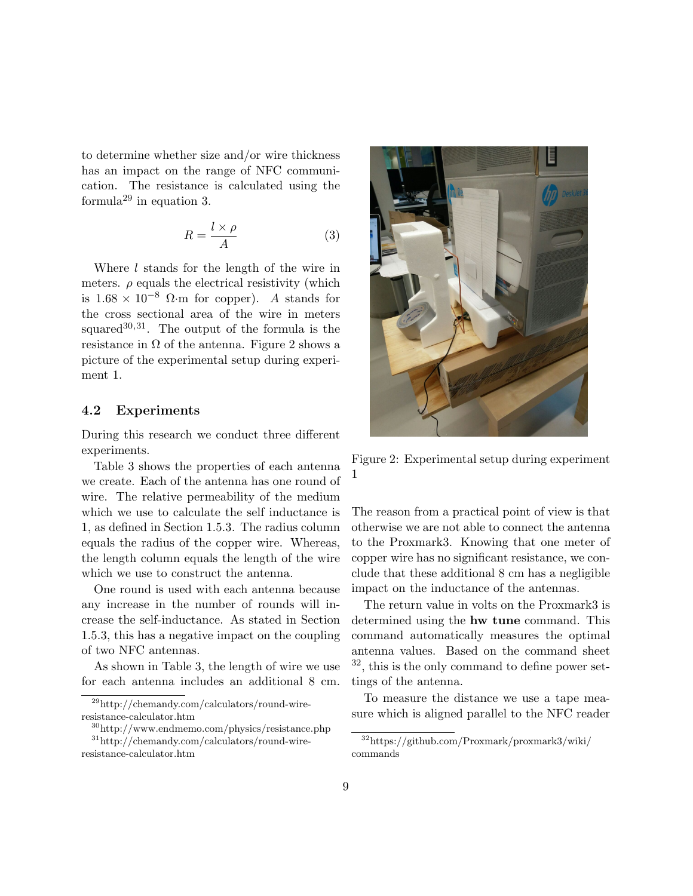to determine whether size and/or wire thickness has an impact on the range of NFC communication. The resistance is calculated using the formula[29] in equation 3.

$$R = \frac{l \times \rho}{A} \tag{3}$$

Where $l$ stands for the length of the wire in meters. $\rho$ equals the electrical resistivity (which is $1.68 \times 10^{-8}$ Ω·m for copper). $A$ stands for the cross sectional area of the wire in meters squared[30,31]. The output of the formula is the resistance in Ω of the antenna. Figure 2 shows a picture of the experimental setup during experiment 1.

## 4.2 Experiments

During this research we conduct three different experiments.

Table 3 shows the properties of each antenna we create. Each of the antenna has one round of wire. The relative permeability of the medium which we use to calculate the self inductance is 1, as defined in Section 1.5.3. The radius column equals the radius of the copper wire. Whereas, the length column equals the length of the wire which we use to construct the antenna.

One round is used with each antenna because any increase in the number of rounds will increase the self-inductance. As stated in Section 1.5.3, this has a negative impact on the coupling of two NFC antennas.

As shown in Table 3, the length of wire we use for each antenna includes an additional 8 cm. The reason from a practical point of view is that otherwise we are not able to connect the antenna to the Proxmark3. Knowing that one meter of copper wire has no significant resistance, we conclude that these additional 8 cm has a negligible impact on the inductance of the antennas.

Figure 2: Experimental setup during experiment 1

The return value in volts on the Proxmark3 is determined using the **hw tune** command. This command automatically measures the optimal antenna values. Based on the command sheet [32], this is the only command to define power settings of the antenna.

To measure the distance we use a tape measure which is aligned parallel to the NFC reader

[29] http://chemandy.com/calculators/round-wire-resistance-calculator.htm

[30] http://www.endmemo.com/physics/resistance.php

[31] http://chemandy.com/calculators/round-wire-resistance-calculator.htm

[32] https://github.com/Proxmark/proxmark3/wiki/commands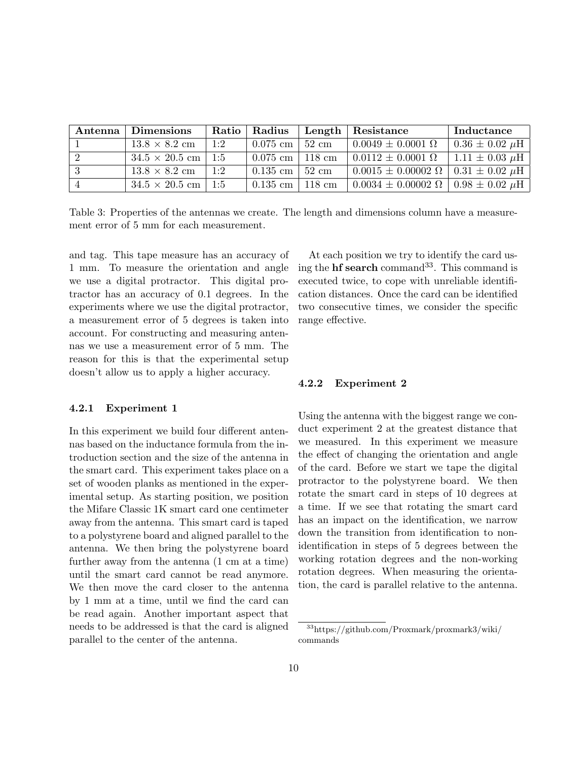| Antenna | Dimensions | Ratio | Radius | Length | Resistance | Inductance |
|---|---|---|---|---|---|---|
| 1 | 13.8 × 8.2 cm | 1:2 | 0.075 cm | 52 cm | $0.0049 \pm 0.0001\ \Omega$ | $0.36 \pm 0.02\ \mu$H |
| 2 | 34.5 × 20.5 cm | 1:5 | 0.075 cm | 118 cm | $0.0112 \pm 0.0001\ \Omega$ | $1.11 \pm 0.03\ \mu$H |
| 3 | 13.8 × 8.2 cm | 1:2 | 0.135 cm | 52 cm | $0.0015 \pm 0.00002\ \Omega$ | $0.31 \pm 0.02\ \mu$H |
| 4 | 34.5 × 20.5 cm | 1:5 | 0.135 cm | 118 cm | $0.0034 \pm 0.00002\ \Omega$ | $0.98 \pm 0.02\ \mu$H |

Table 3: Properties of the antennas we create. The length and dimensions column have a measurement error of 5 mm for each measurement.

and tag. This tape measure has an accuracy of 1 mm. To measure the orientation and angle we use a digital protractor. This digital protractor has an accuracy of 0.1 degrees. In the experiments where we use the digital protractor, a measurement error of 5 degrees is taken into account. For constructing and measuring antennas we use a measurement error of 5 mm. The reason for this is that the experimental setup doesn't allow us to apply a higher accuracy.

#### 4.2.1 Experiment 1

In this experiment we build four different antennas based on the inductance formula from the introduction section and the size of the antenna in the smart card. This experiment takes place on a set of wooden planks as mentioned in the experimental setup. As starting position, we position the Mifare Classic 1K smart card one centimeter away from the antenna. This smart card is taped to a polystyrene board and aligned parallel to the antenna. We then bring the polystyrene board further away from the antenna (1 cm at a time) until the smart card cannot be read anymore. We then move the card closer to the antenna by 1 mm at a time, until we find the card can be read again. Another important aspect that needs to be addressed is that the card is aligned parallel to the center of the antenna.

At each position we try to identify the card using the **hf search** command[33]. This command is executed twice, to cope with unreliable identification distances. Once the card can be identified two consecutive times, we consider the specific range effective.

#### 4.2.2 Experiment 2

Using the antenna with the biggest range we conduct experiment 2 at the greatest distance that we measured. In this experiment we measure the effect of changing the orientation and angle of the card. Before we start we tape the digital protractor to the polystyrene board. We then rotate the smart card in steps of 10 degrees at a time. If we see that rotating the smart card has an impact on the identification, we narrow down the transition from identification to non-identification in steps of 5 degrees between the working rotation degrees and the non-working rotation degrees. When measuring the orientation, the card is parallel relative to the antenna.

[33] https://github.com/Proxmark/proxmark3/wiki/commands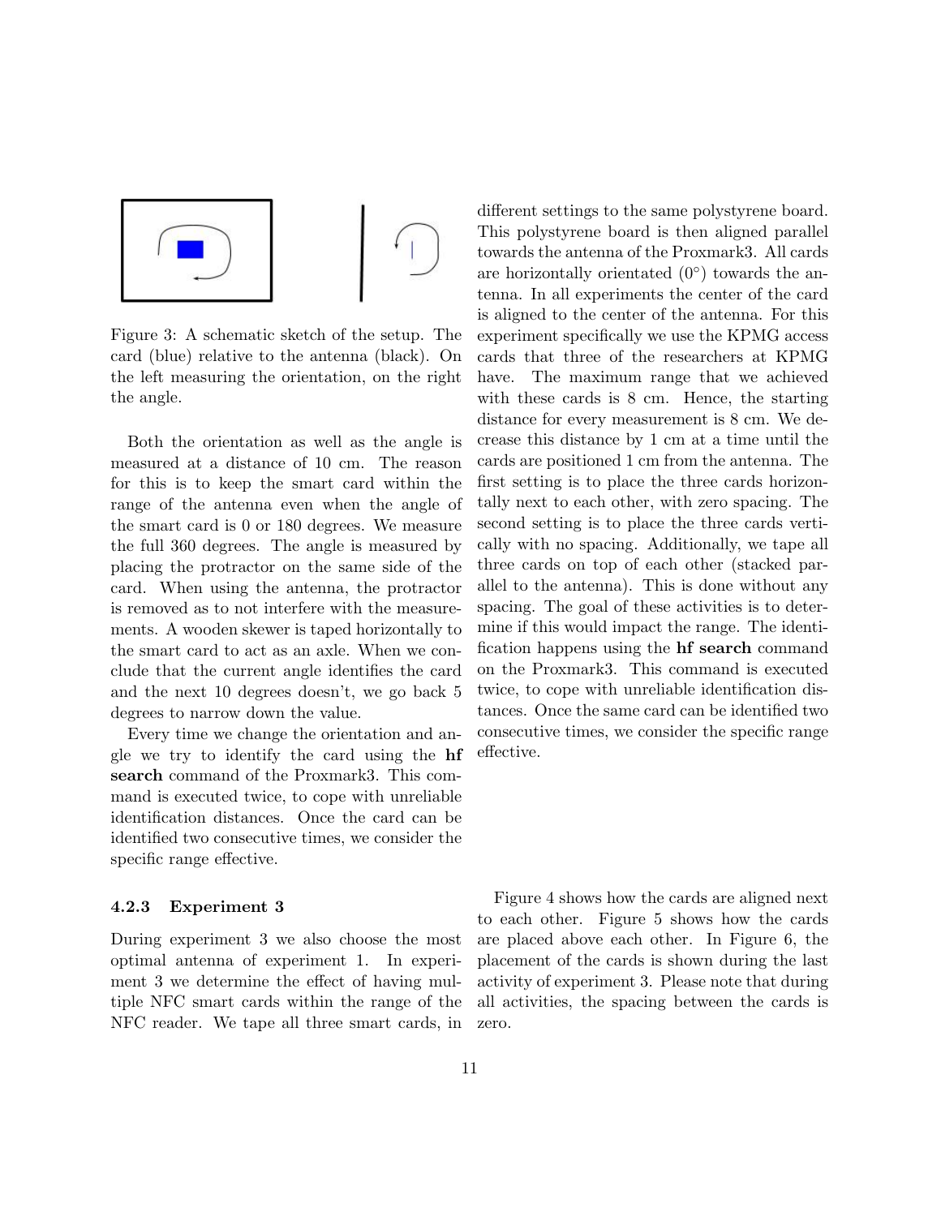Figure 3: A schematic sketch of the setup. The card (blue) relative to the antenna (black). On the left measuring the orientation, on the right the angle.

Both the orientation as well as the angle is measured at a distance of 10 cm. The reason for this is to keep the smart card within the range of the antenna even when the angle of the smart card is 0 or 180 degrees. We measure the full 360 degrees. The angle is measured by placing the protractor on the same side of the card. When using the antenna, the protractor is removed as to not interfere with the measurements. A wooden skewer is taped horizontally to the smart card to act as an axle. When we conclude that the current angle identifies the card and the next 10 degrees doesn't, we go back 5 degrees to narrow down the value.

Every time we change the orientation and angle we try to identify the card using the **hf search** command of the Proxmark3. This command is executed twice, to cope with unreliable identification distances. Once the card can be identified two consecutive times, we consider the specific range effective.

#### 4.2.3 Experiment 3

During experiment 3 we also choose the most optimal antenna of experiment 1. In experiment 3 we determine the effect of having multiple NFC smart cards within the range of the NFC reader. We tape all three smart cards, in different settings to the same polystyrene board. This polystyrene board is then aligned parallel towards the antenna of the Proxmark3. All cards are horizontally orientated (0°) towards the antenna. In all experiments the center of the card is aligned to the center of the antenna. For this experiment specifically we use the KPMG access cards that three of the researchers at KPMG have. The maximum range that we achieved with these cards is 8 cm. Hence, the starting distance for every measurement is 8 cm. We decrease this distance by 1 cm at a time until the cards are positioned 1 cm from the antenna. The first setting is to place the three cards horizontally next to each other, with zero spacing. The second setting is to place the three cards vertically with no spacing. Additionally, we tape all three cards on top of each other (stacked parallel to the antenna). This is done without any spacing. The goal of these activities is to determine if this would impact the range. The identification happens using the **hf search** command on the Proxmark3. This command is executed twice, to cope with unreliable identification distances. Once the same card can be identified two consecutive times, we consider the specific range effective.

Figure 4 shows how the cards are aligned next to each other. Figure 5 shows how the cards are placed above each other. In Figure 6, the placement of the cards is shown during the last activity of experiment 3. Please note that during all activities, the spacing between the cards is zero.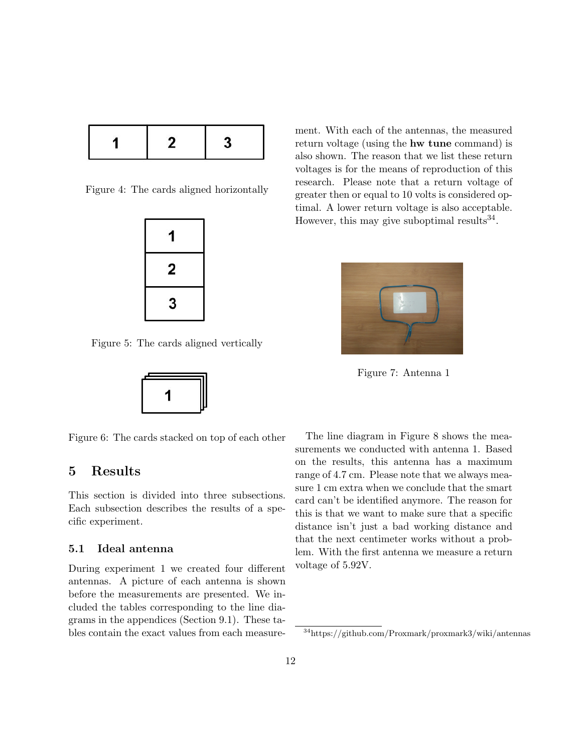Figure 4: The cards aligned horizontally

Figure 5: The cards aligned vertically

Figure 6: The cards stacked on top of each other

# 5 Results

This section is divided into three subsections. Each subsection describes the results of a specific experiment.

## 5.1 Ideal antenna

During experiment 1 we created four different antennas. A picture of each antenna is shown before the measurements are presented. We included the tables corresponding to the line diagrams in the appendices (Section 9.1). These tables contain the exact values from each measurement. With each of the antennas, the measured return voltage (using the **hw tune** command) is also shown. The reason that we list these return voltages is for the means of reproduction of this research. Please note that a return voltage of greater then or equal to 10 volts is considered optimal. A lower return voltage is also acceptable. However, this may give suboptimal results[34].

Figure 7: Antenna 1

The line diagram in Figure 8 shows the measurements we conducted with antenna 1. Based on the results, this antenna has a maximum range of 4.7 cm. Please note that we always measure 1 cm extra when we conclude that the smart card can't be identified anymore. The reason for this is that we want to make sure that a specific distance isn't just a bad working distance and that the next centimeter works without a problem. With the first antenna we measure a return voltage of 5.92V.

[34] https://github.com/Proxmark/proxmark3/wiki/antennas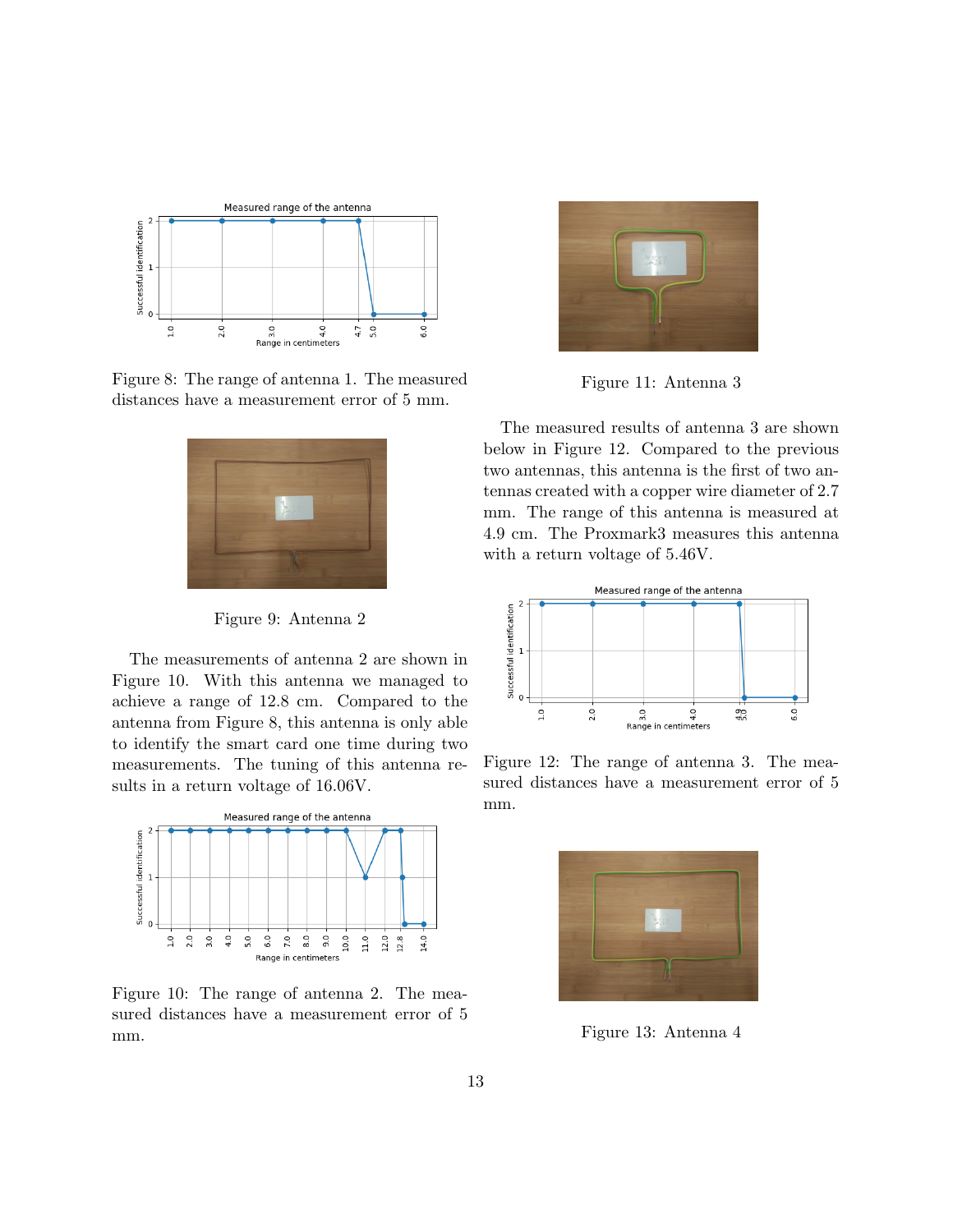Figure 8: The range of antenna 1. The measured distances have a measurement error of 5 mm.

Figure 9: Antenna 2

The measurements of antenna 2 are shown in Figure 10. With this antenna we managed to achieve a range of 12.8 cm. Compared to the antenna from Figure 8, this antenna is only able to identify the smart card one time during two measurements. The tuning of this antenna results in a return voltage of 16.06V.

Figure 10: The range of antenna 2. The measured distances have a measurement error of 5 mm.

Figure 11: Antenna 3

The measured results of antenna 3 are shown below in Figure 12. Compared to the previous two antennas, this antenna is the first of two antennas created with a copper wire diameter of 2.7 mm. The range of this antenna is measured at 4.9 cm. The Proxmark3 measures this antenna with a return voltage of 5.46V.

Figure 12: The range of antenna 3. The measured distances have a measurement error of 5 mm.

Figure 13: Antenna 4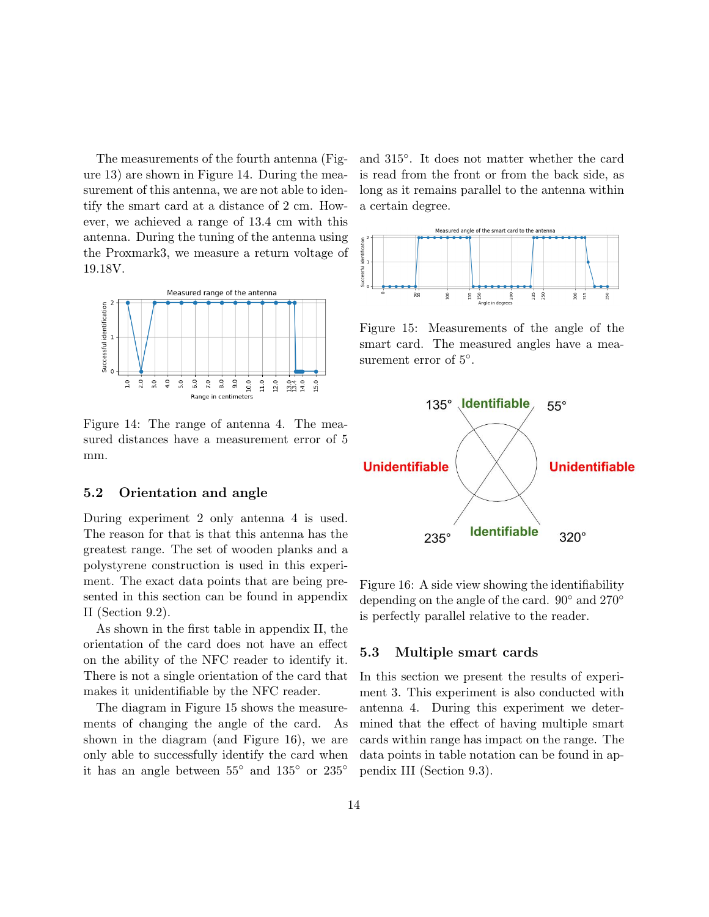The measurements of the fourth antenna (Figure 13) are shown in Figure 14. During the measurement of this antenna, we are not able to identify the smart card at a distance of 2 cm. However, we achieved a range of 13.4 cm with this antenna. During the tuning of the antenna using the Proxmark3, we measure a return voltage of 19.18V.

Figure 14: The range of antenna 4. The measured distances have a measurement error of 5 mm.

### 5.2 Orientation and angle

During experiment 2 only antenna 4 is used. The reason for that is that this antenna has the greatest range. The set of wooden planks and a polystyrene construction is used in this experiment. The exact data points that are being presented in this section can be found in appendix II (Section 9.2).

As shown in the first table in appendix II, the orientation of the card does not have an effect on the ability of the NFC reader to identify it. There is not a single orientation of the card that makes it unidentifiable by the NFC reader.

The diagram in Figure 15 shows the measurements of changing the angle of the card. As shown in the diagram (and Figure 16), we are only able to successfully identify the card when it has an angle between 55° and 135° or 235° and 315°. It does not matter whether the card is read from the front or from the back side, as long as it remains parallel to the antenna within a certain degree.

Figure 15: Measurements of the angle of the smart card. The measured angles have a measurement error of 5°.

Figure 16: A side view showing the identifiability depending on the angle of the card. 90° and 270° is perfectly parallel relative to the reader.

### 5.3 Multiple smart cards

In this section we present the results of experiment 3. This experiment is also conducted with antenna 4. During this experiment we determined that the effect of having multiple smart cards within range has impact on the range. The data points in table notation can be found in appendix III (Section 9.3).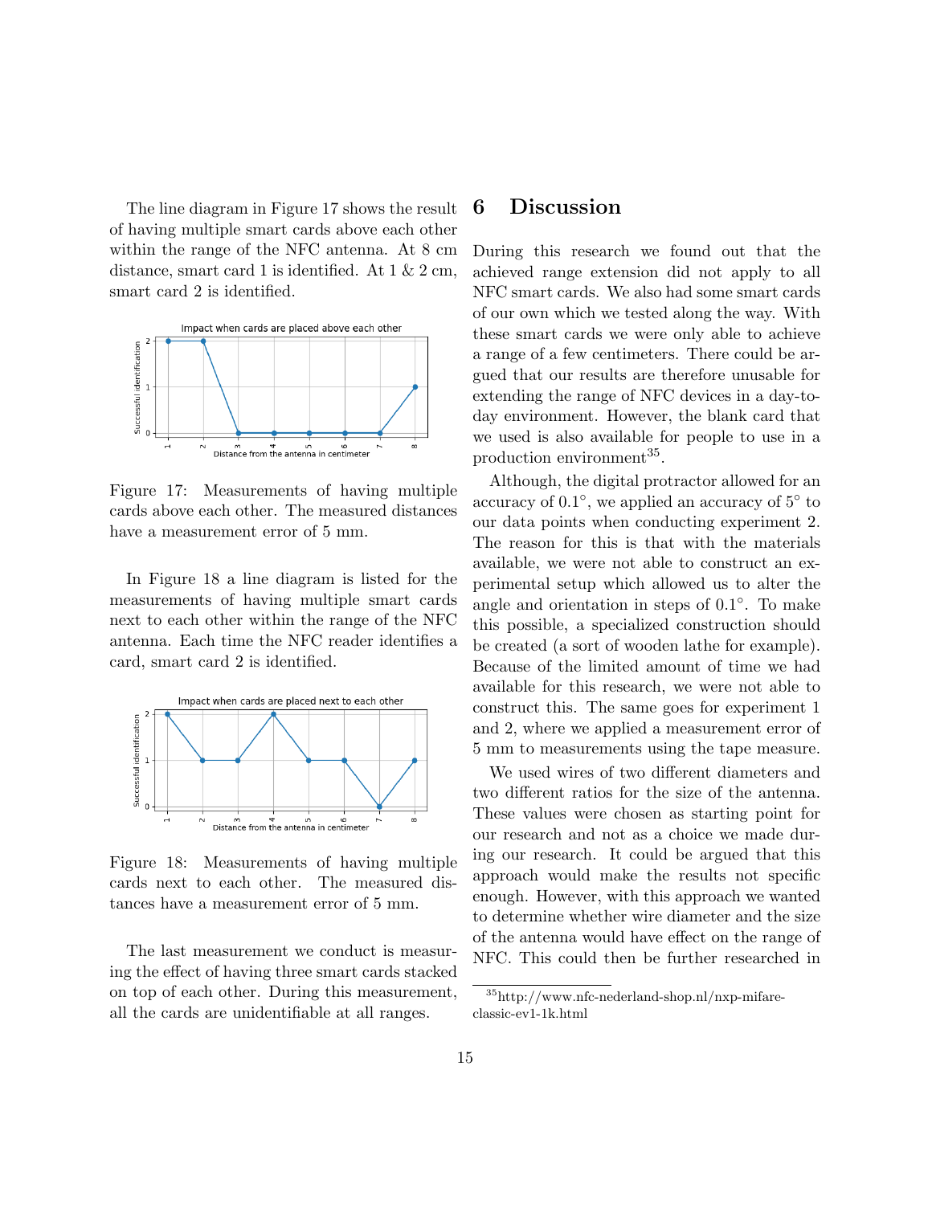The line diagram in Figure 17 shows the result of having multiple smart cards above each other within the range of the NFC antenna. At 8 cm distance, smart card 1 is identified. At 1 & 2 cm, smart card 2 is identified.

Figure 17: Measurements of having multiple cards above each other. The measured distances have a measurement error of 5 mm.

In Figure 18 a line diagram is listed for the measurements of having multiple smart cards next to each other within the range of the NFC antenna. Each time the NFC reader identifies a card, smart card 2 is identified.

Figure 18: Measurements of having multiple cards next to each other. The measured distances have a measurement error of 5 mm.

The last measurement we conduct is measuring the effect of having three smart cards stacked on top of each other. During this measurement, all the cards are unidentifiable at all ranges.

# 6 Discussion

During this research we found out that the achieved range extension did not apply to all NFC smart cards. We also had some smart cards of our own which we tested along the way. With these smart cards we were only able to achieve a range of a few centimeters. There could be argued that our results are therefore unusable for extending the range of NFC devices in a day-to-day environment. However, the blank card that we used is also available for people to use in a production environment[35].

Although, the digital protractor allowed for an accuracy of 0.1°, we applied an accuracy of 5° to our data points when conducting experiment 2. The reason for this is that with the materials available, we were not able to construct an experimental setup which allowed us to alter the angle and orientation in steps of 0.1°. To make this possible, a specialized construction should be created (a sort of wooden lathe for example). Because of the limited amount of time we had available for this research, we were not able to construct this. The same goes for experiment 1 and 2, where we applied a measurement error of 5 mm to measurements using the tape measure.

We used wires of two different diameters and two different ratios for the size of the antenna. These values were chosen as starting point for our research and not as a choice we made during our research. It could be argued that this approach would make the results not specific enough. However, with this approach we wanted to determine whether wire diameter and the size of the antenna would have effect on the range of NFC. This could then be further researched in

[35] http://www.nfc-nederland-shop.nl/nxp-mifare-classic-ev1-1k.html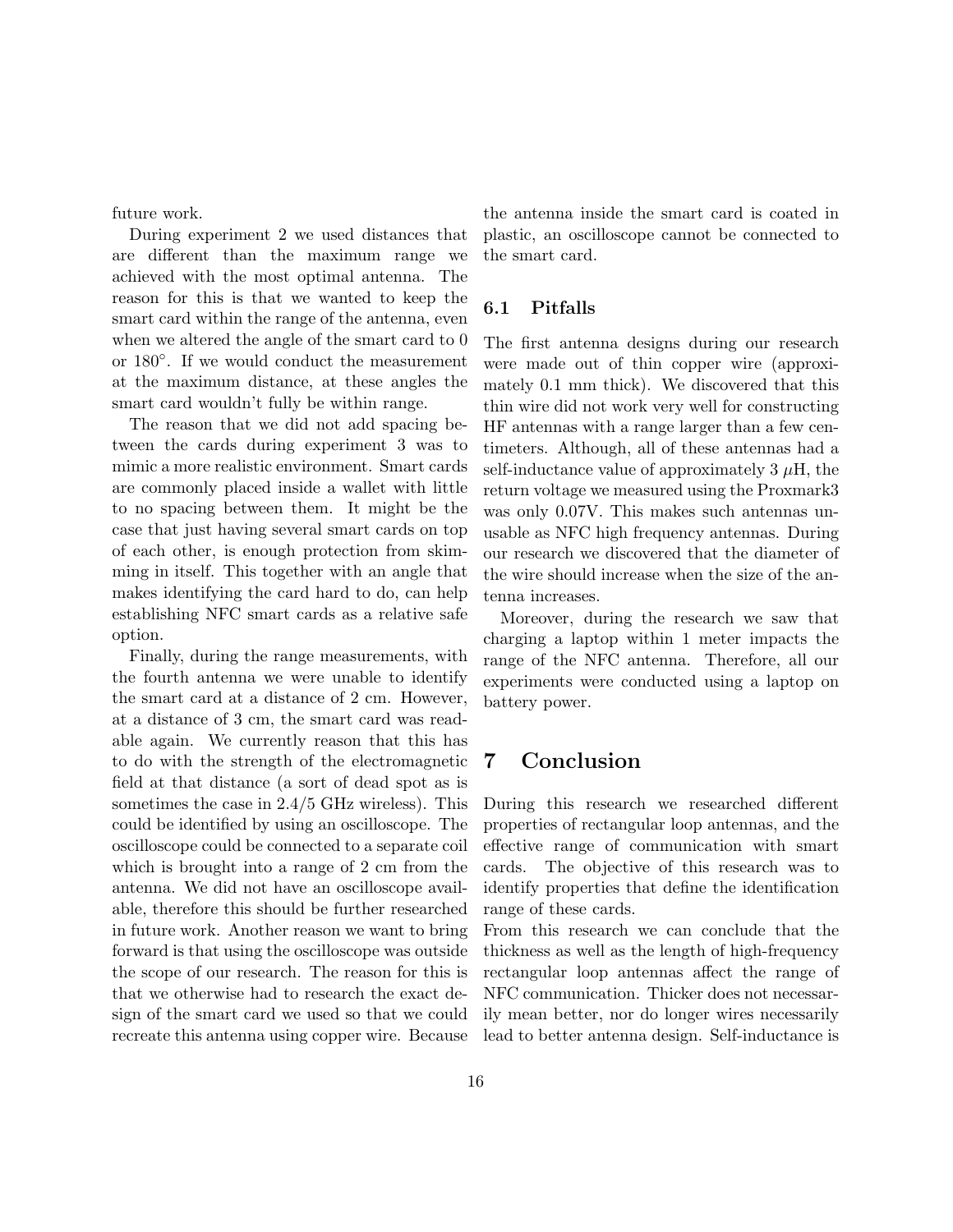future work.

During experiment 2 we used distances that are different than the maximum range we achieved with the most optimal antenna. The reason for this is that we wanted to keep the smart card within the range of the antenna, even when we altered the angle of the smart card to 0 or 180°. If we would conduct the measurement at the maximum distance, at these angles the smart card wouldn't fully be within range.

The reason that we did not add spacing between the cards during experiment 3 was to mimic a more realistic environment. Smart cards are commonly placed inside a wallet with little to no spacing between them. It might be the case that just having several smart cards on top of each other, is enough protection from skimming in itself. This together with an angle that makes identifying the card hard to do, can help establishing NFC smart cards as a relative safe option.

Finally, during the range measurements, with the fourth antenna we were unable to identify the smart card at a distance of 2 cm. However, at a distance of 3 cm, the smart card was readable again. We currently reason that this has to do with the strength of the electromagnetic field at that distance (a sort of dead spot as is sometimes the case in 2.4/5 GHz wireless). This could be identified by using an oscilloscope. The oscilloscope could be connected to a separate coil which is brought into a range of 2 cm from the antenna. We did not have an oscilloscope available, therefore this should be further researched in future work. Another reason we want to bring forward is that using the oscilloscope was outside the scope of our research. The reason for this is that we otherwise had to research the exact design of the smart card we used so that we could recreate this antenna using copper wire. Because the antenna inside the smart card is coated in plastic, an oscilloscope cannot be connected to the smart card.

### 6.1 Pitfalls

The first antenna designs during our research were made out of thin copper wire (approximately 0.1 mm thick). We discovered that this thin wire did not work very well for constructing HF antennas with a range larger than a few centimeters. Although, all of these antennas had a self-inductance value of approximately 3 $\mu$H, the return voltage we measured using the Proxmark3 was only 0.07V. This makes such antennas unusable as NFC high frequency antennas. During our research we discovered that the diameter of the wire should increase when the size of the antenna increases.

Moreover, during the research we saw that charging a laptop within 1 meter impacts the range of the NFC antenna. Therefore, all our experiments were conducted using a laptop on battery power.

## 7 Conclusion

During this research we researched different properties of rectangular loop antennas, and the effective range of communication with smart cards. The objective of this research was to identify properties that define the identification range of these cards.

From this research we can conclude that the thickness as well as the length of high-frequency rectangular loop antennas affect the range of NFC communication. Thicker does not necessarily mean better, nor do longer wires necessarily lead to better antenna design. Self-inductance is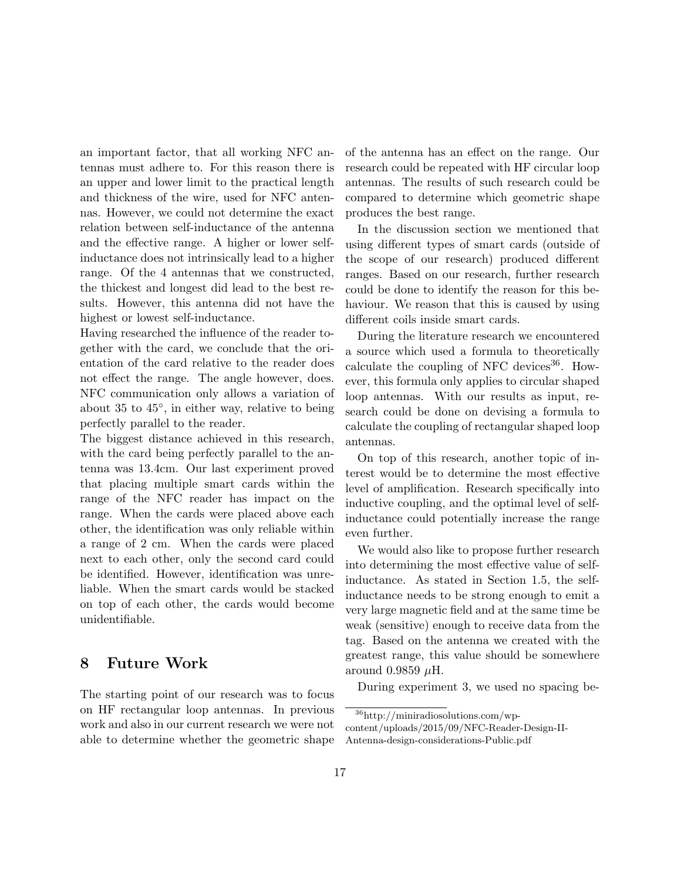an important factor, that all working NFC antennas must adhere to. For this reason there is an upper and lower limit to the practical length and thickness of the wire, used for NFC antennas. However, we could not determine the exact relation between self-inductance of the antenna and the effective range. A higher or lower self-inductance does not intrinsically lead to a higher range. Of the 4 antennas that we constructed, the thickest and longest did lead to the best results. However, this antenna did not have the highest or lowest self-inductance.

Having researched the influence of the reader together with the card, we conclude that the orientation of the card relative to the reader does not effect the range. The angle however, does. NFC communication only allows a variation of about 35 to 45°, in either way, relative to being perfectly parallel to the reader.

The biggest distance achieved in this research, with the card being perfectly parallel to the antenna was 13.4cm. Our last experiment proved that placing multiple smart cards within the range of the NFC reader has impact on the range. When the cards were placed above each other, the identification was only reliable within a range of 2 cm. When the cards were placed next to each other, only the second card could be identified. However, identification was unreliable. When the smart cards would be stacked on top of each other, the cards would become unidentifiable.

## 8 Future Work

The starting point of our research was to focus on HF rectangular loop antennas. In previous work and also in our current research we were not able to determine whether the geometric shape of the antenna has an effect on the range. Our research could be repeated with HF circular loop antennas. The results of such research could be compared to determine which geometric shape produces the best range.

In the discussion section we mentioned that using different types of smart cards (outside of the scope of our research) produced different ranges. Based on our research, further research could be done to identify the reason for this behaviour. We reason that this is caused by using different coils inside smart cards.

During the literature research we encountered a source which used a formula to theoretically calculate the coupling of NFC devices[36]. However, this formula only applies to circular shaped loop antennas. With our results as input, research could be done on devising a formula to calculate the coupling of rectangular shaped loop antennas.

On top of this research, another topic of interest would be to determine the most effective level of amplification. Research specifically into inductive coupling, and the optimal level of self-inductance could potentially increase the range even further.

We would also like to propose further research into determining the most effective value of self-inductance. As stated in Section 1.5, the self-inductance needs to be strong enough to emit a very large magnetic field and at the same time be weak (sensitive) enough to receive data from the tag. Based on the antenna we created with the greatest range, this value should be somewhere around 0.9859 $\mu$H.

During experiment 3, we used no spacing be-

[36]http://miniradiosolutions.com/wp-content/uploads/2015/09/NFC-Reader-Design-II-Antenna-design-considerations-Public.pdf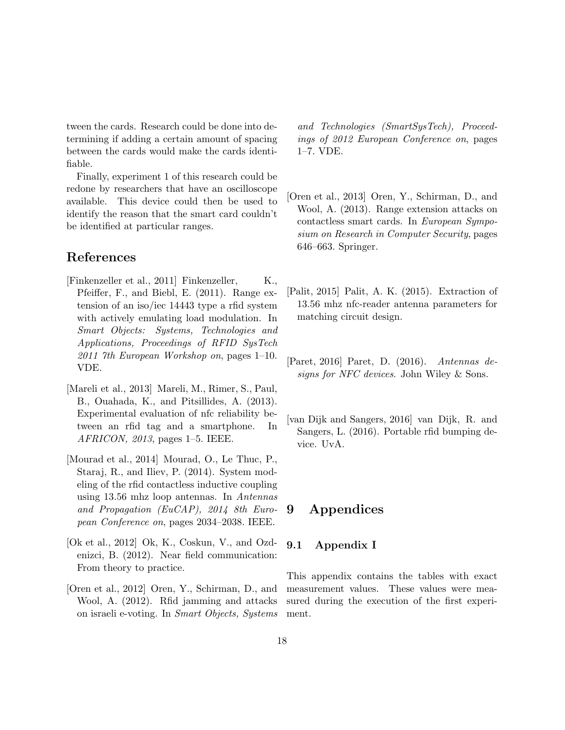tween the cards. Research could be done into determining if adding a certain amount of spacing between the cards would make the cards identifiable.

Finally, experiment 1 of this research could be redone by researchers that have an oscilloscope available. This device could then be used to identify the reason that the smart card couldn't be identified at particular ranges.

## References

[Finkenzeller et al., 2011] Finkenzeller, K., Pfeiffer, F., and Biebl, E. (2011). Range extension of an iso/iec 14443 type a rfid system with actively emulating load modulation. In *Smart Objects: Systems, Technologies and Applications, Proceedings of RFID SysTech 2011 7th European Workshop on*, pages 1–10. VDE.

[Mareli et al., 2013] Mareli, M., Rimer, S., Paul, B., Ouahada, K., and Pitsillides, A. (2013). Experimental evaluation of nfc reliability between an rfid tag and a smartphone. In *AFRICON, 2013*, pages 1–5. IEEE.

[Mourad et al., 2014] Mourad, O., Le Thuc, P., Staraj, R., and Iliev, P. (2014). System modeling of the rfid contactless inductive coupling using 13.56 mhz loop antennas. In *Antennas and Propagation (EuCAP), 2014 8th European Conference on*, pages 2034–2038. IEEE.

[Ok et al., 2012] Ok, K., Coskun, V., and Ozdenizci, B. (2012). Near field communication: From theory to practice.

[Oren et al., 2012] Oren, Y., Schirman, D., and Wool, A. (2012). Rfid jamming and attacks on israeli e-voting. In *Smart Objects, Systems and Technologies (SmartSysTech), Proceedings of 2012 European Conference on*, pages 1–7. VDE.

[Oren et al., 2013] Oren, Y., Schirman, D., and Wool, A. (2013). Range extension attacks on contactless smart cards. In *European Symposium on Research in Computer Security*, pages 646–663. Springer.

[Palit, 2015] Palit, A. K. (2015). Extraction of 13.56 mhz nfc-reader antenna parameters for matching circuit design.

[Paret, 2016] Paret, D. (2016). *Antennas designs for NFC devices*. John Wiley & Sons.

[van Dijk and Sangers, 2016] van Dijk, R. and Sangers, L. (2016). Portable rfid bumping device. UvA.

# 9 Appendices

## 9.1 Appendix I

This appendix contains the tables with exact measurement values. These values were measured during the execution of the first experiment.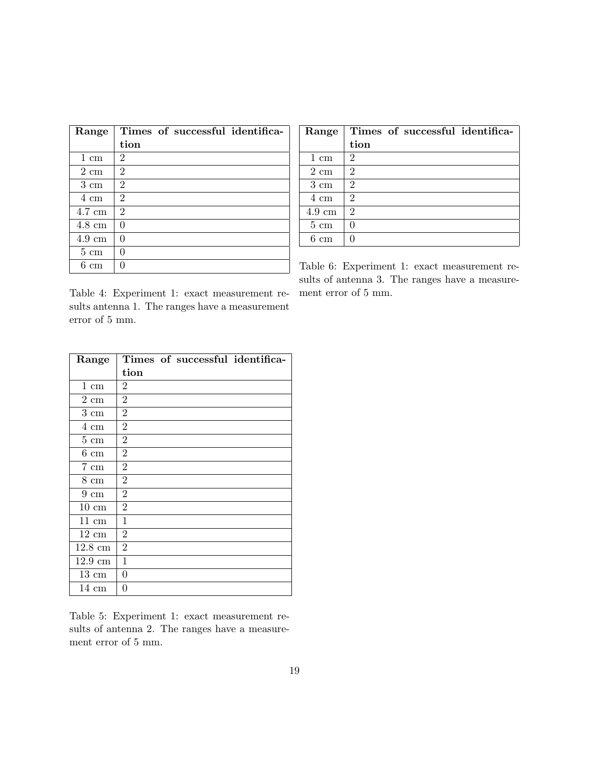| Range | Times of successful identification |
|---|---|
| 1 cm | 2 |
| 2 cm | 2 |
| 3 cm | 2 |
| 4 cm | 2 |
| 4.7 cm | 2 |
| 4.8 cm | 0 |
| 4.9 cm | 0 |
| 5 cm | 0 |
| 6 cm | 0 |

Table 4: Experiment 1: exact measurement results antenna 1. The ranges have a measurement error of 5 mm.

| Range | Times of successful identification |
|---|---|
| 1 cm | 2 |
| 2 cm | 2 |
| 3 cm | 2 |
| 4 cm | 2 |
| 5 cm | 2 |
| 6 cm | 2 |
| 7 cm | 2 |
| 8 cm | 2 |
| 9 cm | 2 |
| 10 cm | 2 |
| 11 cm | 1 |
| 12 cm | 2 |
| 12.8 cm | 2 |
| 12.9 cm | 1 |
| 13 cm | 0 |
| 14 cm | 0 |

Table 5: Experiment 1: exact measurement results of antenna 2. The ranges have a measurement error of 5 mm.

| Range | Times of successful identification |
|---|---|
| 1 cm | 2 |
| 2 cm | 2 |
| 3 cm | 2 |
| 4 cm | 2 |
| 4.9 cm | 2 |
| 5 cm | 0 |
| 6 cm | 0 |

Table 6: Experiment 1: exact measurement results of antenna 3. The ranges have a measurement error of 5 mm.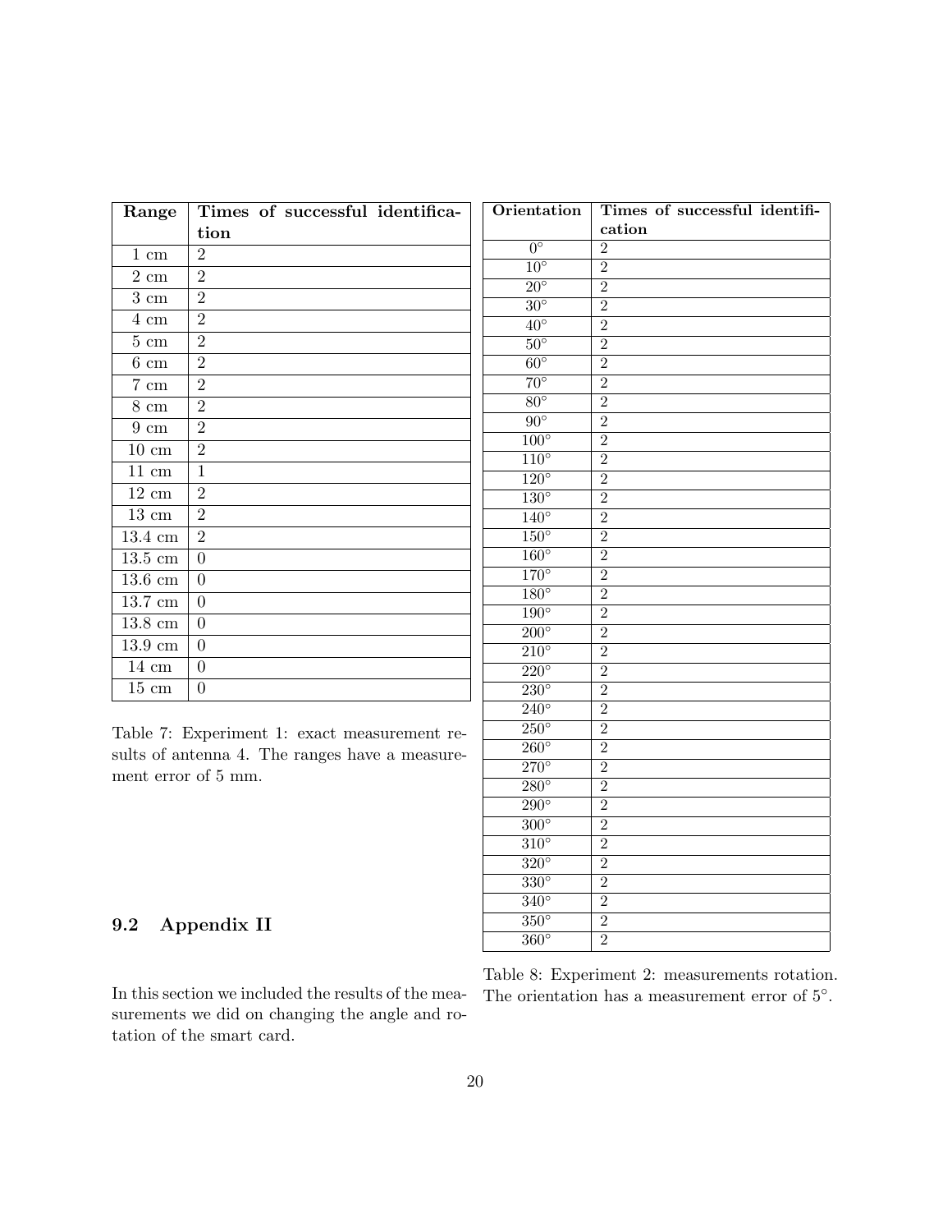| Range | Times of successful identification |
|---|---|
| 1 cm | 2 |
| 2 cm | 2 |
| 3 cm | 2 |
| 4 cm | 2 |
| 5 cm | 2 |
| 6 cm | 2 |
| 7 cm | 2 |
| 8 cm | 2 |
| 9 cm | 2 |
| 10 cm | 2 |
| 11 cm | 1 |
| 12 cm | 2 |
| 13 cm | 2 |
| 13.4 cm | 2 |
| 13.5 cm | 0 |
| 13.6 cm | 0 |
| 13.7 cm | 0 |
| 13.8 cm | 0 |
| 13.9 cm | 0 |
| 14 cm | 0 |
| 15 cm | 0 |

Table 7: Experiment 1: exact measurement results of antenna 4. The ranges have a measurement error of 5 mm.

## 9.2 Appendix II

In this section we included the results of the measurements we did on changing the angle and rotation of the smart card.

| Orientation | Times of successful identification |
|---|---|
| $0°$ | 2 |
| $10°$ | 2 |
| $20°$ | 2 |
| $30°$ | 2 |
| $40°$ | 2 |
| $50°$ | 2 |
| $60°$ | 2 |
| $70°$ | 2 |
| $80°$ | 2 |
| $90°$ | 2 |
| $100°$ | 2 |
| $110°$ | 2 |
| $120°$ | 2 |
| $130°$ | 2 |
| $140°$ | 2 |
| $150°$ | 2 |
| $160°$ | 2 |
| $170°$ | 2 |
| $180°$ | 2 |
| $190°$ | 2 |
| $200°$ | 2 |
| $210°$ | 2 |
| $220°$ | 2 |
| $230°$ | 2 |
| $240°$ | 2 |
| $250°$ | 2 |
| $260°$ | 2 |
| $270°$ | 2 |
| $280°$ | 2 |
| $290°$ | 2 |
| $300°$ | 2 |
| $310°$ | 2 |
| $320°$ | 2 |
| $330°$ | 2 |
| $340°$ | 2 |
| $350°$ | 2 |
| $360°$ | 2 |

Table 8: Experiment 2: measurements rotation. The orientation has a measurement error of $5°$.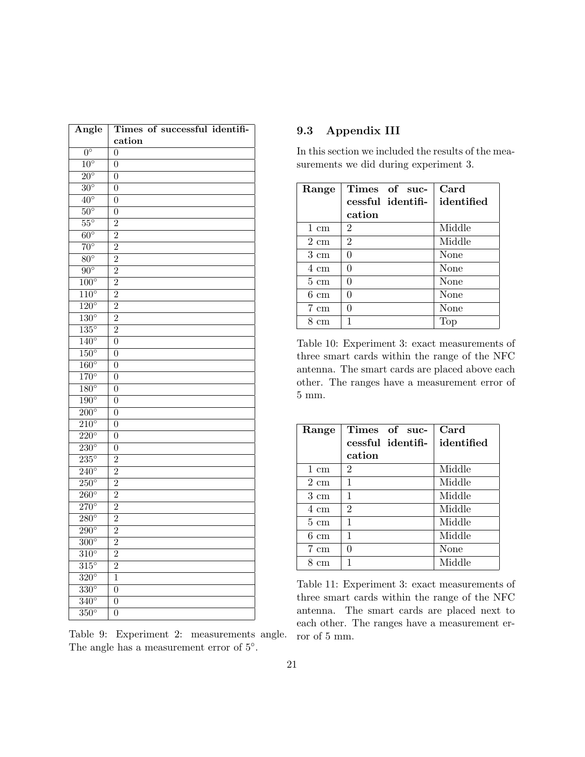| Angle | Times of successful identification |
|---|---|
| 0° | 0 |
| 10° | 0 |
| 20° | 0 |
| 30° | 0 |
| 40° | 0 |
| 50° | 0 |
| 55° | 2 |
| 60° | 2 |
| 70° | 2 |
| 80° | 2 |
| 90° | 2 |
| 100° | 2 |
| 110° | 2 |
| 120° | 2 |
| 130° | 2 |
| 135° | 2 |
| 140° | 0 |
| 150° | 0 |
| 160° | 0 |
| 170° | 0 |
| 180° | 0 |
| 190° | 0 |
| 200° | 0 |
| 210° | 0 |
| 220° | 0 |
| 230° | 0 |
| 235° | 2 |
| 240° | 2 |
| 250° | 2 |
| 260° | 2 |
| 270° | 2 |
| 280° | 2 |
| 290° | 2 |
| 300° | 2 |
| 310° | 2 |
| 315° | 2 |
| 320° | 1 |
| 330° | 0 |
| 340° | 0 |
| 350° | 0 |

Table 9: Experiment 2: measurements angle. The angle has a measurement error of 5°.

## 9.3 Appendix III

In this section we included the results of the measurements we did during experiment 3.

| Range | Times of successful identification | Card identified |
|---|---|---|
| 1 cm | 2 | Middle |
| 2 cm | 2 | Middle |
| 3 cm | 0 | None |
| 4 cm | 0 | None |
| 5 cm | 0 | None |
| 6 cm | 0 | None |
| 7 cm | 0 | None |
| 8 cm | 1 | Top |

Table 10: Experiment 3: exact measurements of three smart cards within the range of the NFC antenna. The smart cards are placed above each other. The ranges have a measurement error of 5 mm.

| Range | Times of successful identification | Card identified |
|---|---|---|
| 1 cm | 2 | Middle |
| 2 cm | 1 | Middle |
| 3 cm | 1 | Middle |
| 4 cm | 2 | Middle |
| 5 cm | 1 | Middle |
| 6 cm | 1 | Middle |
| 7 cm | 0 | None |
| 8 cm | 1 | Middle |

Table 11: Experiment 3: exact measurements of three smart cards within the range of the NFC antenna. The smart cards are placed next to each other. The ranges have a measurement error of 5 mm.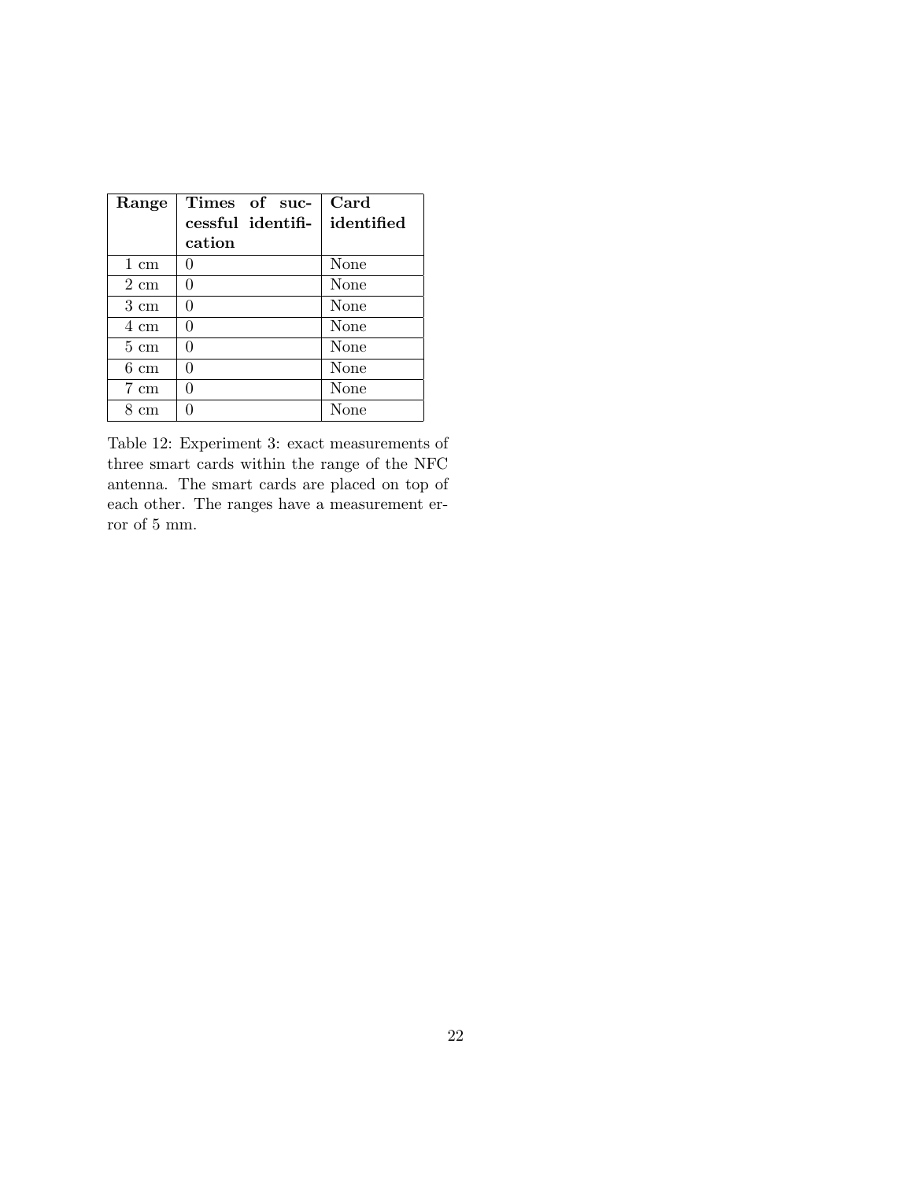| Range | Times of successful identification | Card identified |
|---|---|---|
| 1 cm | 0 | None |
| 2 cm | 0 | None |
| 3 cm | 0 | None |
| 4 cm | 0 | None |
| 5 cm | 0 | None |
| 6 cm | 0 | None |
| 7 cm | 0 | None |
| 8 cm | 0 | None |

Table 12: Experiment 3: exact measurements of three smart cards within the range of the NFC antenna. The smart cards are placed on top of each other. The ranges have a measurement error of 5 mm.